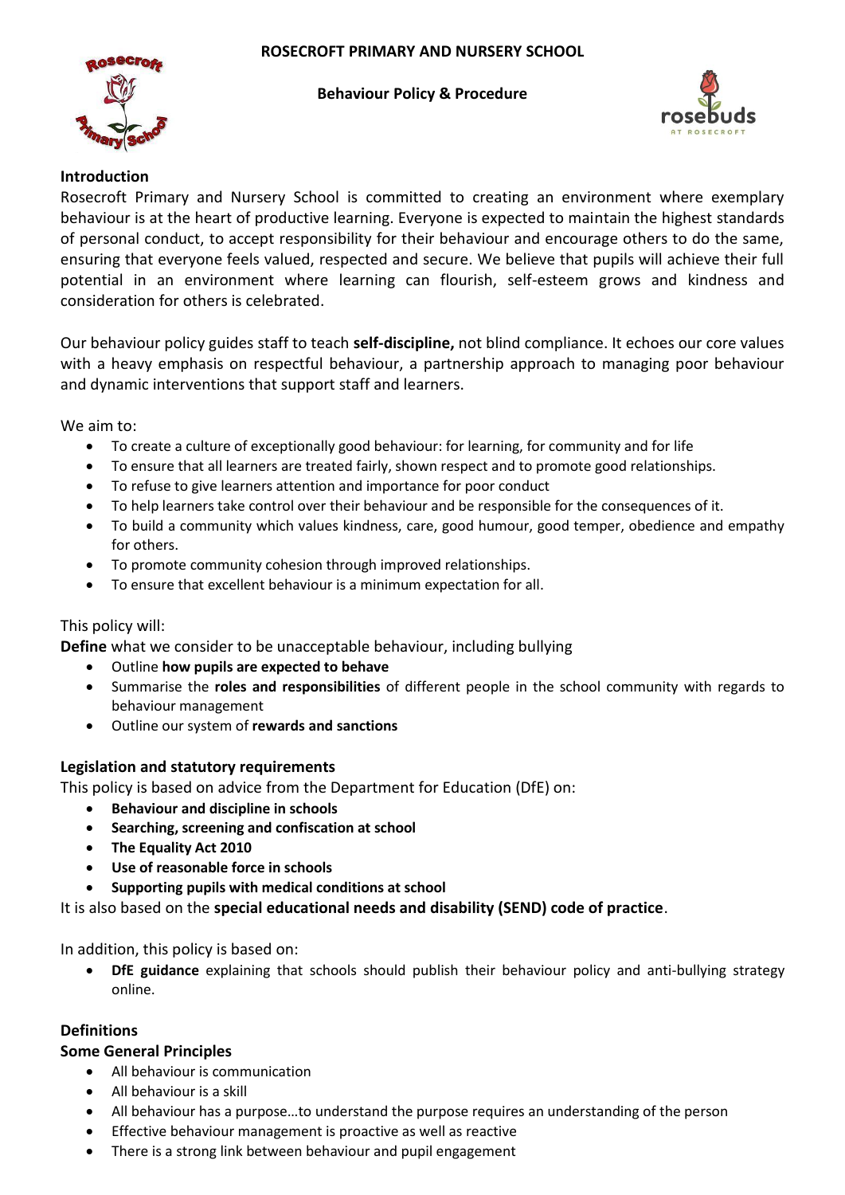**ROSECROFT PRIMARY AND NURSERY SCHOOL**

**Behaviour Policy & Procedure**

### Introduction

Rosecroft Primary and Nursery School is committed to creating an environment where exemplary behaviour is at the heart of productive learning. Everyone is expected to maintain the highest standards of personal conduct, to accept responsibility for their behaviour and encourage others to do the same, ensuring that everyone feels valued, respected and secure. We believe that pupils will achieve their full potential in an environment where learning can flourish, self-esteem grows and kindness and consideration for others is celebrated.

Our behaviour policy guides staff to teach **self-discipline,** not blind compliance. It echoes our core values with a heavy emphasis on respectful behaviour, a partnership approach to managing poor behaviour and dynamic interventions that support staff and learners.

We aim to:

- To create a culture of exceptionally good behaviour: for learning, for community and for life
- To ensure that all learners are treated fairly, shown respect and to promote good relationships.
- To refuse to give learners attention and importance for poor conduct
- To help learners take control over their behaviour and be responsible for the consequences of it.
- To build a community which values kindness, care, good humour, good temper, obedience and empathy for others.
- To promote community cohesion through improved relationships.
- To ensure that excellent behaviour is a minimum expectation for all.

This policy will:

**Define** what we consider to be unacceptable behaviour, including bullying

- Outline **how pupils are expected to behave**
- Summarise the **roles and responsibilities** of different people in the school community with regards to behaviour management
- Outline our system of **rewards and sanctions**

### Legislation and statutory requirements

This policy is based on advice from the Department for Education (DfE) on:

- **Behaviour and discipline in schools**
- **Searching, screening and confiscation at school**
- **The Equality Act 2010**
- **Use of reasonable force in schools**
- **Supporting pupils with medical conditions at school**

It is also based on the **special educational needs and disability (SEND) code of practice**.

In addition, this policy is based on:

- **DfE guidance** explaining that schools should publish their behaviour policy and anti-bullying strategy online.

### Definitions

#### Some General Principles

- All behaviour is communication
- All behaviour is a skill
- All behaviour has a purpose…to understand the purpose requires an understanding of the person
- Effective behaviour management is proactive as well as reactive
- There is a strong link between behaviour and pupil engagement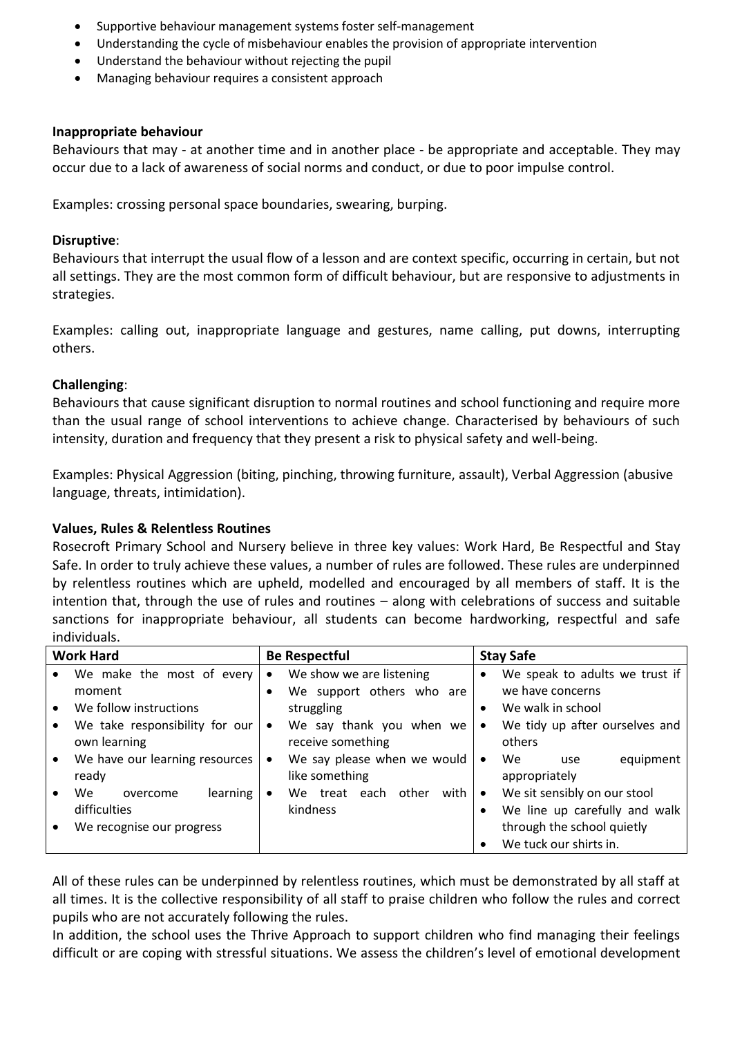- Supportive behaviour management systems foster self-management
- Understanding the cycle of misbehaviour enables the provision of appropriate intervention
- Understand the behaviour without rejecting the pupil
- Managing behaviour requires a consistent approach

**Inappropriate behaviour**

Behaviours that may - at another time and in another place - be appropriate and acceptable. They may occur due to a lack of awareness of social norms and conduct, or due to poor impulse control.

Examples: crossing personal space boundaries, swearing, burping.

**Disruptive**:

Behaviours that interrupt the usual flow of a lesson and are context specific, occurring in certain, but not all settings. They are the most common form of difficult behaviour, but are responsive to adjustments in strategies.

Examples: calling out, inappropriate language and gestures, name calling, put downs, interrupting others.

**Challenging**:

Behaviours that cause significant disruption to normal routines and school functioning and require more than the usual range of school interventions to achieve change. Characterised by behaviours of such intensity, duration and frequency that they present a risk to physical safety and well-being.

Examples: Physical Aggression (biting, pinching, throwing furniture, assault), Verbal Aggression (abusive language, threats, intimidation).

**Values, Rules & Relentless Routines**

Rosecroft Primary School and Nursery believe in three key values: Work Hard, Be Respectful and Stay Safe. In order to truly achieve these values, a number of rules are followed. These rules are underpinned by relentless routines which are upheld, modelled and encouraged by all members of staff. It is the intention that, through the use of rules and routines – along with celebrations of success and suitable sanctions for inappropriate behaviour, all students can become hardworking, respectful and safe individuals.

| Work Hard | Be Respectful | Stay Safe |
|---|---|---|
| • We make the most of every moment<br>• We follow instructions<br>• We take responsibility for our own learning<br>• We have our learning resources ready<br>• We overcome learning difficulties<br>• We recognise our progress | • We show we are listening<br>• We support others who are struggling<br>• We say thank you when we receive something<br>• We say please when we would like something<br>• We treat each other with kindness | • We speak to adults we trust if we have concerns<br>• We walk in school<br>• We tidy up after ourselves and others<br>• We use equipment appropriately<br>• We sit sensibly on our stool<br>• We line up carefully and walk through the school quietly<br>• We tuck our shirts in. |

All of these rules can be underpinned by relentless routines, which must be demonstrated by all staff at all times. It is the collective responsibility of all staff to praise children who follow the rules and correct pupils who are not accurately following the rules.

In addition, the school uses the Thrive Approach to support children who find managing their feelings difficult or are coping with stressful situations. We assess the children's level of emotional development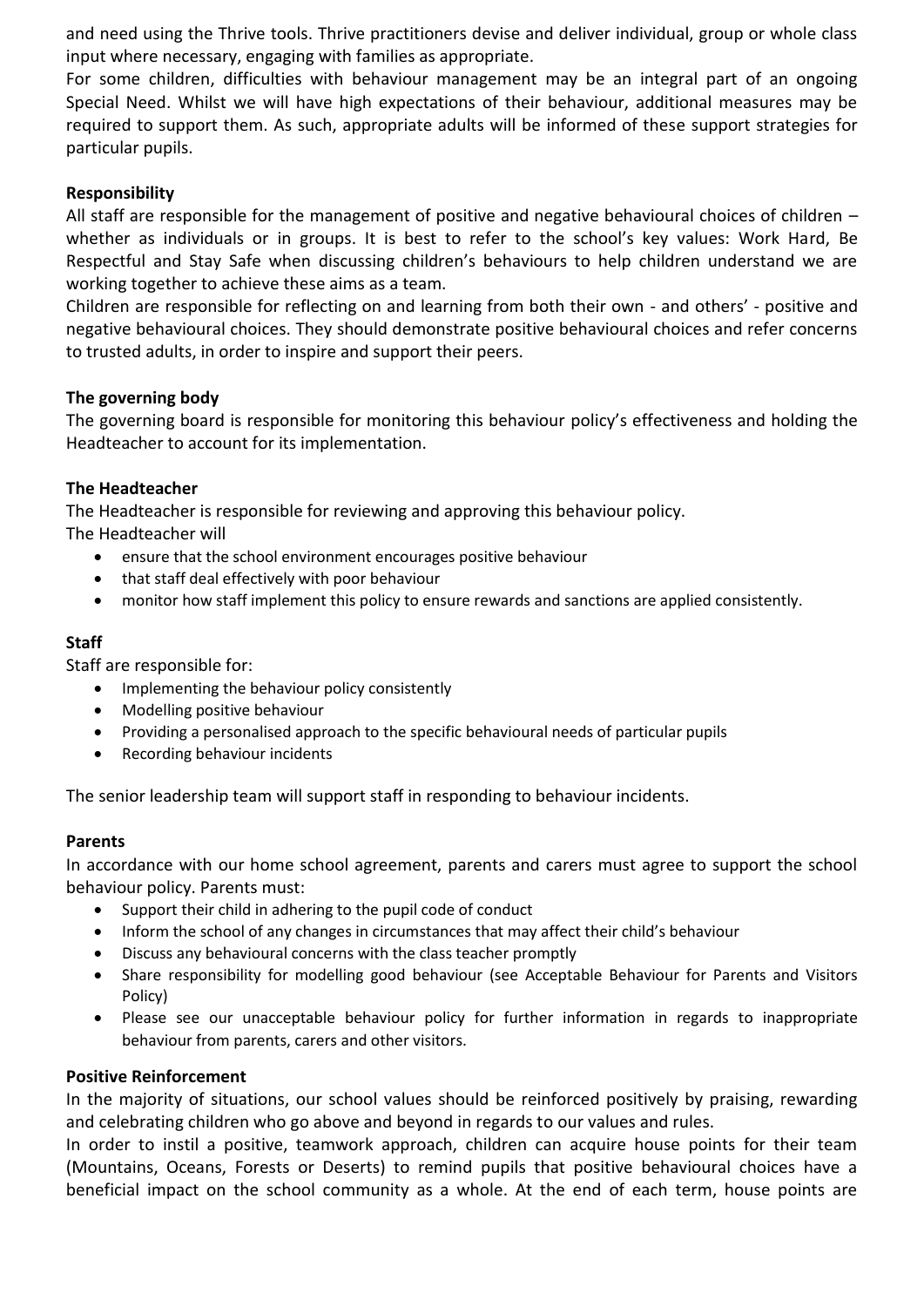and need using the Thrive tools. Thrive practitioners devise and deliver individual, group or whole class input where necessary, engaging with families as appropriate.

For some children, difficulties with behaviour management may be an integral part of an ongoing Special Need. Whilst we will have high expectations of their behaviour, additional measures may be required to support them. As such, appropriate adults will be informed of these support strategies for particular pupils.

**Responsibility**

All staff are responsible for the management of positive and negative behavioural choices of children – whether as individuals or in groups. It is best to refer to the school's key values: Work Hard, Be Respectful and Stay Safe when discussing children's behaviours to help children understand we are working together to achieve these aims as a team.

Children are responsible for reflecting on and learning from both their own - and others' - positive and negative behavioural choices. They should demonstrate positive behavioural choices and refer concerns to trusted adults, in order to inspire and support their peers.

**The governing body**

The governing board is responsible for monitoring this behaviour policy's effectiveness and holding the Headteacher to account for its implementation.

**The Headteacher**

The Headteacher is responsible for reviewing and approving this behaviour policy.
The Headteacher will

- ensure that the school environment encourages positive behaviour
- that staff deal effectively with poor behaviour
- monitor how staff implement this policy to ensure rewards and sanctions are applied consistently.

**Staff**

Staff are responsible for:

- Implementing the behaviour policy consistently
- Modelling positive behaviour
- Providing a personalised approach to the specific behavioural needs of particular pupils
- Recording behaviour incidents

The senior leadership team will support staff in responding to behaviour incidents.

**Parents**

In accordance with our home school agreement, parents and carers must agree to support the school behaviour policy. Parents must:

- Support their child in adhering to the pupil code of conduct
- Inform the school of any changes in circumstances that may affect their child's behaviour
- Discuss any behavioural concerns with the class teacher promptly
- Share responsibility for modelling good behaviour (see Acceptable Behaviour for Parents and Visitors Policy)
- Please see our unacceptable behaviour policy for further information in regards to inappropriate behaviour from parents, carers and other visitors.

**Positive Reinforcement**

In the majority of situations, our school values should be reinforced positively by praising, rewarding and celebrating children who go above and beyond in regards to our values and rules.

In order to instil a positive, teamwork approach, children can acquire house points for their team (Mountains, Oceans, Forests or Deserts) to remind pupils that positive behavioural choices have a beneficial impact on the school community as a whole. At the end of each term, house points are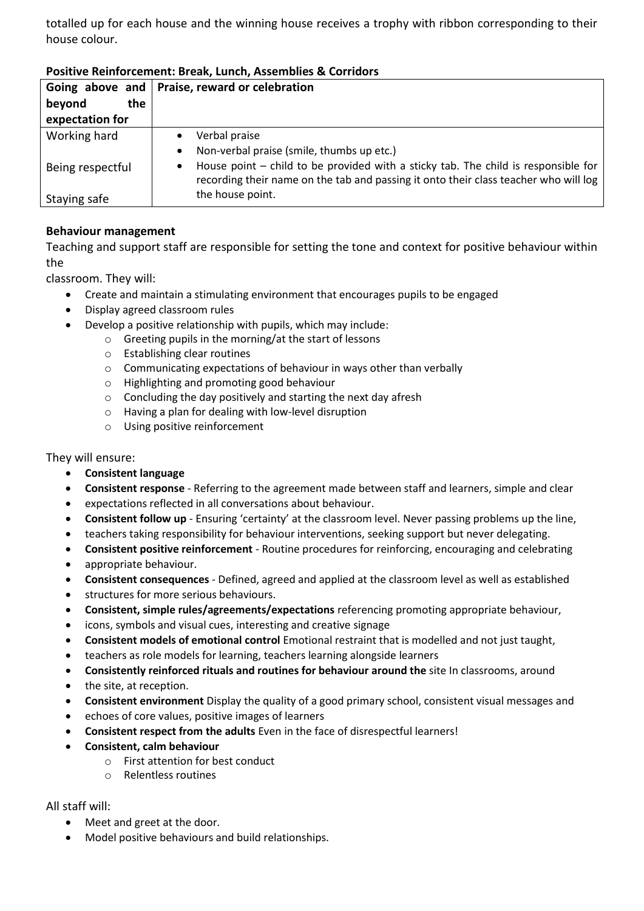totalled up for each house and the winning house receives a trophy with ribbon corresponding to their house colour.

**Positive Reinforcement: Break, Lunch, Assemblies & Corridors**

| Going above and beyond the expectation for | Praise, reward or celebration |
|---|---|
| Working hard<br><br>Being respectful<br><br>Staying safe | • Verbal praise<br>• Non-verbal praise (smile, thumbs up etc.)<br>• House point – child to be provided with a sticky tab. The child is responsible for recording their name on the tab and passing it onto their class teacher who will log the house point. |

**Behaviour management**

Teaching and support staff are responsible for setting the tone and context for positive behaviour within the
classroom. They will:

- Create and maintain a stimulating environment that encourages pupils to be engaged
- Display agreed classroom rules
- Develop a positive relationship with pupils, which may include:
  - Greeting pupils in the morning/at the start of lessons
  - Establishing clear routines
  - Communicating expectations of behaviour in ways other than verbally
  - Highlighting and promoting good behaviour
  - Concluding the day positively and starting the next day afresh
  - Having a plan for dealing with low-level disruption
  - Using positive reinforcement

They will ensure:

- **Consistent language**
- **Consistent response** - Referring to the agreement made between staff and learners, simple and clear
- expectations reflected in all conversations about behaviour.
- **Consistent follow up** - Ensuring 'certainty' at the classroom level. Never passing problems up the line,
- teachers taking responsibility for behaviour interventions, seeking support but never delegating.
- **Consistent positive reinforcement** - Routine procedures for reinforcing, encouraging and celebrating
- appropriate behaviour.
- **Consistent consequences** - Defined, agreed and applied at the classroom level as well as established
- structures for more serious behaviours.
- **Consistent, simple rules/agreements/expectations** referencing promoting appropriate behaviour,
- icons, symbols and visual cues, interesting and creative signage
- **Consistent models of emotional control** Emotional restraint that is modelled and not just taught,
- teachers as role models for learning, teachers learning alongside learners
- **Consistently reinforced rituals and routines for behaviour around the** site In classrooms, around
- the site, at reception.
- **Consistent environment** Display the quality of a good primary school, consistent visual messages and
- echoes of core values, positive images of learners
- **Consistent respect from the adults** Even in the face of disrespectful learners!
- **Consistent, calm behaviour**
  - First attention for best conduct
  - Relentless routines

All staff will:

- Meet and greet at the door.
- Model positive behaviours and build relationships.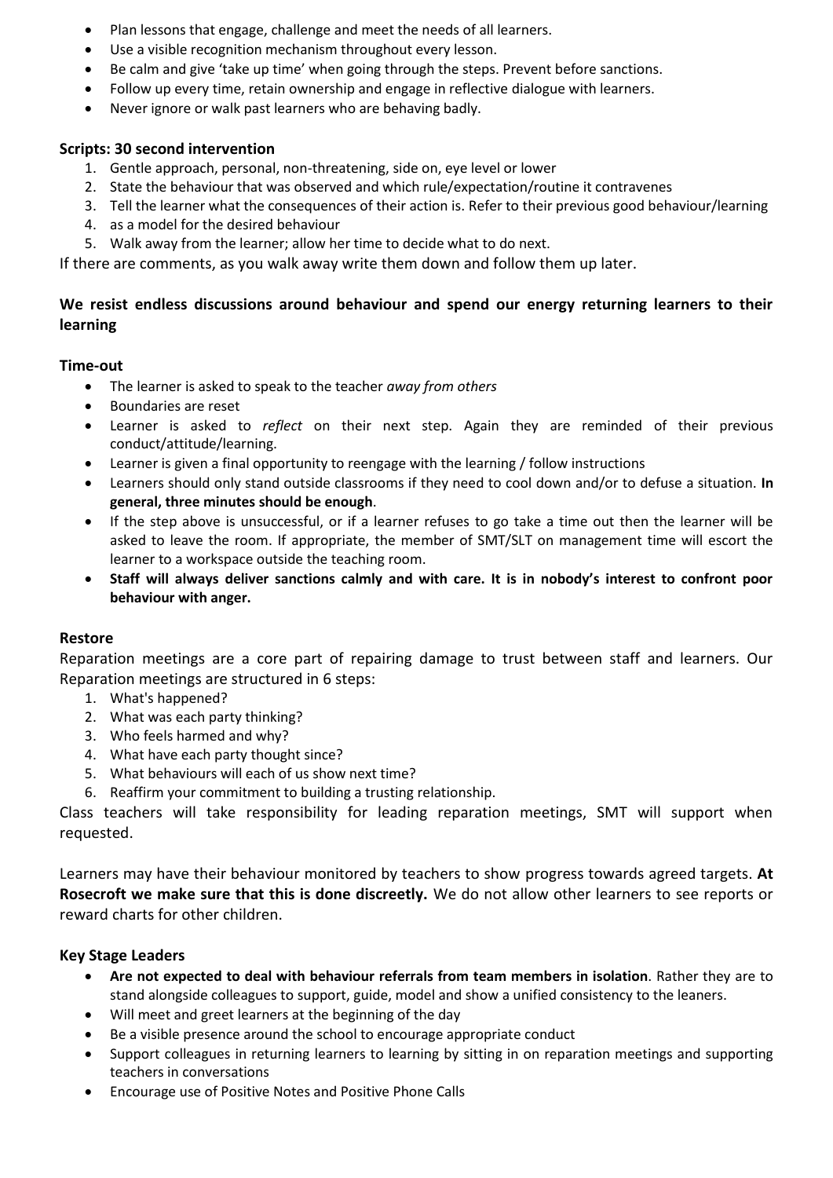- Plan lessons that engage, challenge and meet the needs of all learners.
- Use a visible recognition mechanism throughout every lesson.
- Be calm and give 'take up time' when going through the steps. Prevent before sanctions.
- Follow up every time, retain ownership and engage in reflective dialogue with learners.
- Never ignore or walk past learners who are behaving badly.

**Scripts: 30 second intervention**

1. Gentle approach, personal, non-threatening, side on, eye level or lower
2. State the behaviour that was observed and which rule/expectation/routine it contravenes
3. Tell the learner what the consequences of their action is. Refer to their previous good behaviour/learning
4. as a model for the desired behaviour
5. Walk away from the learner; allow her time to decide what to do next.

If there are comments, as you walk away write them down and follow them up later.

**We resist endless discussions around behaviour and spend our energy returning learners to their learning**

**Time-out**

- The learner is asked to speak to the teacher *away from others*
- Boundaries are reset
- Learner is asked to *reflect* on their next step. Again they are reminded of their previous conduct/attitude/learning.
- Learner is given a final opportunity to reengage with the learning / follow instructions
- Learners should only stand outside classrooms if they need to cool down and/or to defuse a situation. **In general, three minutes should be enough**.
- If the step above is unsuccessful, or if a learner refuses to go take a time out then the learner will be asked to leave the room. If appropriate, the member of SMT/SLT on management time will escort the learner to a workspace outside the teaching room.
- **Staff will always deliver sanctions calmly and with care. It is in nobody's interest to confront poor behaviour with anger.**

**Restore**

Reparation meetings are a core part of repairing damage to trust between staff and learners. Our Reparation meetings are structured in 6 steps:

1. What's happened?
2. What was each party thinking?
3. Who feels harmed and why?
4. What have each party thought since?
5. What behaviours will each of us show next time?
6. Reaffirm your commitment to building a trusting relationship.

Class teachers will take responsibility for leading reparation meetings, SMT will support when requested.

Learners may have their behaviour monitored by teachers to show progress towards agreed targets. **At Rosecroft we make sure that this is done discreetly.** We do not allow other learners to see reports or reward charts for other children.

**Key Stage Leaders**

- **Are not expected to deal with behaviour referrals from team members in isolation**. Rather they are to stand alongside colleagues to support, guide, model and show a unified consistency to the leaners.
- Will meet and greet learners at the beginning of the day
- Be a visible presence around the school to encourage appropriate conduct
- Support colleagues in returning learners to learning by sitting in on reparation meetings and supporting teachers in conversations
- Encourage use of Positive Notes and Positive Phone Calls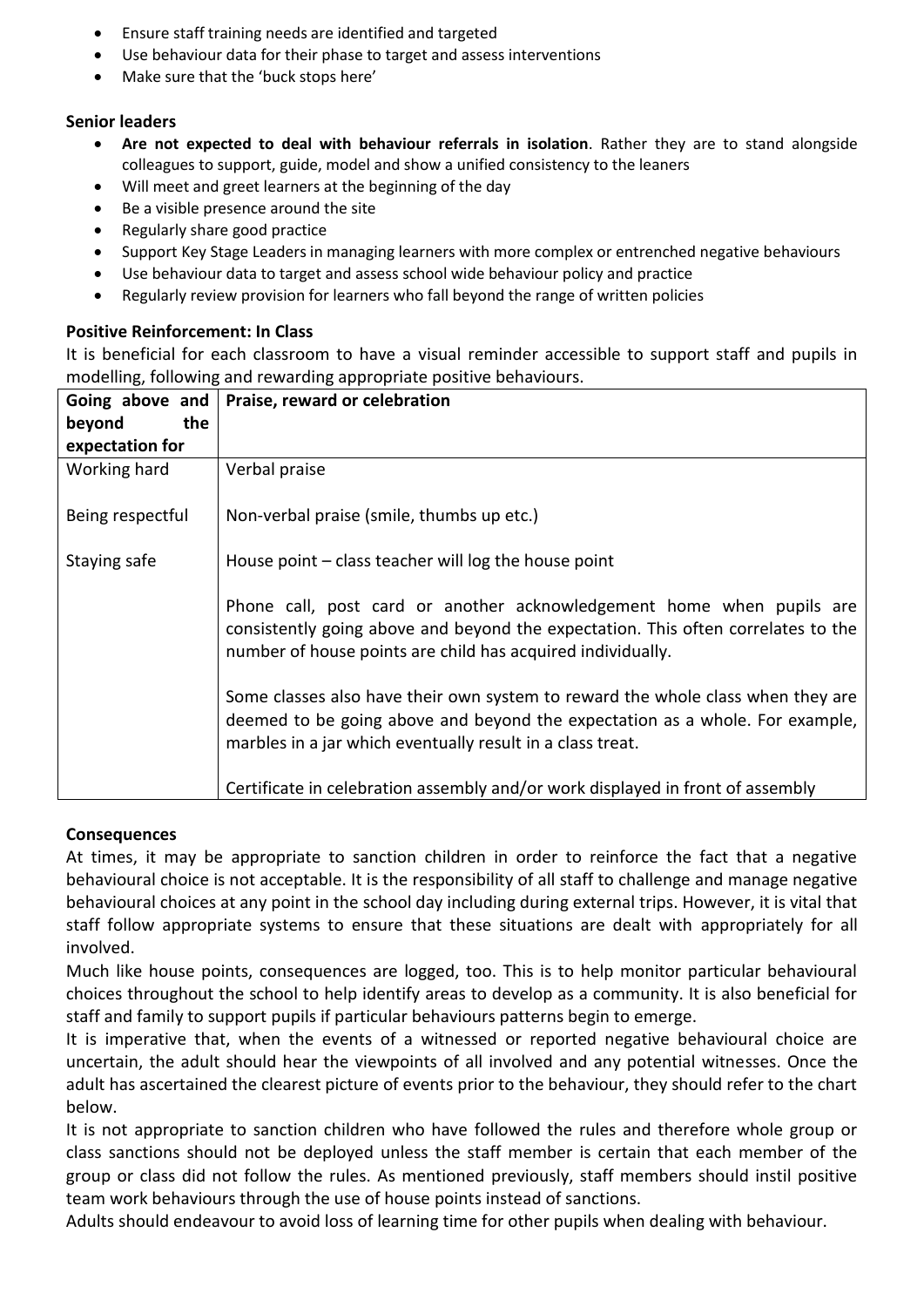- Ensure staff training needs are identified and targeted
- Use behaviour data for their phase to target and assess interventions
- Make sure that the 'buck stops here'

**Senior leaders**

- **Are not expected to deal with behaviour referrals in isolation**. Rather they are to stand alongside colleagues to support, guide, model and show a unified consistency to the leaners
- Will meet and greet learners at the beginning of the day
- Be a visible presence around the site
- Regularly share good practice
- Support Key Stage Leaders in managing learners with more complex or entrenched negative behaviours
- Use behaviour data to target and assess school wide behaviour policy and practice
- Regularly review provision for learners who fall beyond the range of written policies

**Positive Reinforcement: In Class**

It is beneficial for each classroom to have a visual reminder accessible to support staff and pupils in modelling, following and rewarding appropriate positive behaviours.

| Going above and beyond the expectation for | Praise, reward or celebration |
|---|---|
| Working hard | Verbal praise |
| Being respectful | Non-verbal praise (smile, thumbs up etc.) |
| Staying safe | House point – class teacher will log the house point |
| | Phone call, post card or another acknowledgement home when pupils are consistently going above and beyond the expectation. This often correlates to the number of house points are child has acquired individually. |
| | Some classes also have their own system to reward the whole class when they are deemed to be going above and beyond the expectation as a whole. For example, marbles in a jar which eventually result in a class treat. |
| | Certificate in celebration assembly and/or work displayed in front of assembly |

**Consequences**

At times, it may be appropriate to sanction children in order to reinforce the fact that a negative behavioural choice is not acceptable. It is the responsibility of all staff to challenge and manage negative behavioural choices at any point in the school day including during external trips. However, it is vital that staff follow appropriate systems to ensure that these situations are dealt with appropriately for all involved.

Much like house points, consequences are logged, too. This is to help monitor particular behavioural choices throughout the school to help identify areas to develop as a community. It is also beneficial for staff and family to support pupils if particular behaviours patterns begin to emerge.

It is imperative that, when the events of a witnessed or reported negative behavioural choice are uncertain, the adult should hear the viewpoints of all involved and any potential witnesses. Once the adult has ascertained the clearest picture of events prior to the behaviour, they should refer to the chart below.

It is not appropriate to sanction children who have followed the rules and therefore whole group or class sanctions should not be deployed unless the staff member is certain that each member of the group or class did not follow the rules. As mentioned previously, staff members should instil positive team work behaviours through the use of house points instead of sanctions.

Adults should endeavour to avoid loss of learning time for other pupils when dealing with behaviour.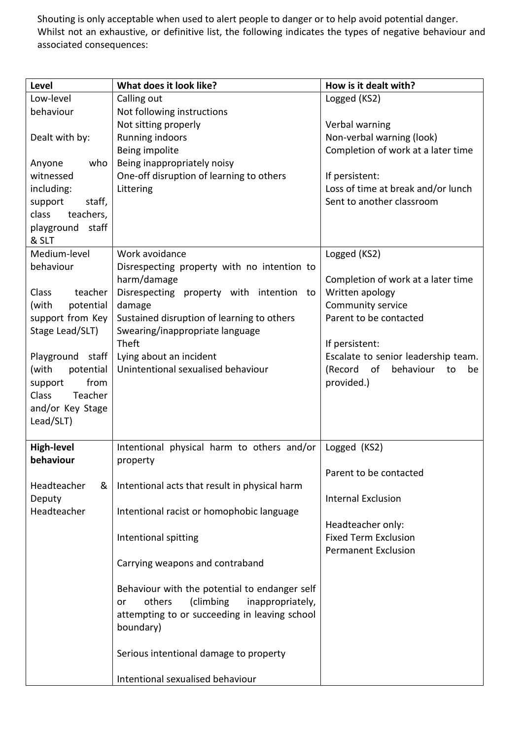Shouting is only acceptable when used to alert people to danger or to help avoid potential danger. Whilst not an exhaustive, or definitive list, the following indicates the types of negative behaviour and associated consequences:

| Level | What does it look like? | How is it dealt with? |
|---|---|---|
| Low-level behaviour<br><br>Dealt with by:<br><br>Anyone who witnessed including: support staff, class teachers, playground staff & SLT | Calling out<br>Not following instructions<br>Not sitting properly<br>Running indoors<br>Being impolite<br>Being inappropriately noisy<br>One-off disruption of learning to others<br>Littering | Logged (KS2)<br><br>Verbal warning<br>Non-verbal warning (look)<br>Completion of work at a later time<br><br>If persistent:<br>Loss of time at break and/or lunch<br>Sent to another classroom |
| Medium-level behaviour<br><br>Class teacher (with potential support from Key Stage Lead/SLT)<br><br>Playground staff (with potential support from Class Teacher and/or Key Stage Lead/SLT) | Work avoidance<br>Disrespecting property with no intention to harm/damage<br>Disrespecting property with intention to damage<br>Sustained disruption of learning to others<br>Swearing/inappropriate language<br>Theft<br>Lying about an incident<br>Unintentional sexualised behaviour | Logged (KS2)<br><br>Completion of work at a later time<br>Written apology<br>Community service<br>Parent to be contacted<br><br>If persistent:<br>Escalate to senior leadership team. (Record of behaviour to be provided.) |
| **High-level behaviour**<br><br>Headteacher & Deputy Headteacher | Intentional physical harm to others and/or property<br><br>Intentional acts that result in physical harm<br><br>Intentional racist or homophobic language<br><br>Intentional spitting<br><br>Carrying weapons and contraband<br><br>Behaviour with the potential to endanger self or others (climbing inappropriately, attempting to or succeeding in leaving school boundary)<br><br>Serious intentional damage to property<br><br>Intentional sexualised behaviour | Logged (KS2)<br><br>Parent to be contacted<br><br>Internal Exclusion<br><br>Headteacher only:<br>Fixed Term Exclusion<br>Permanent Exclusion |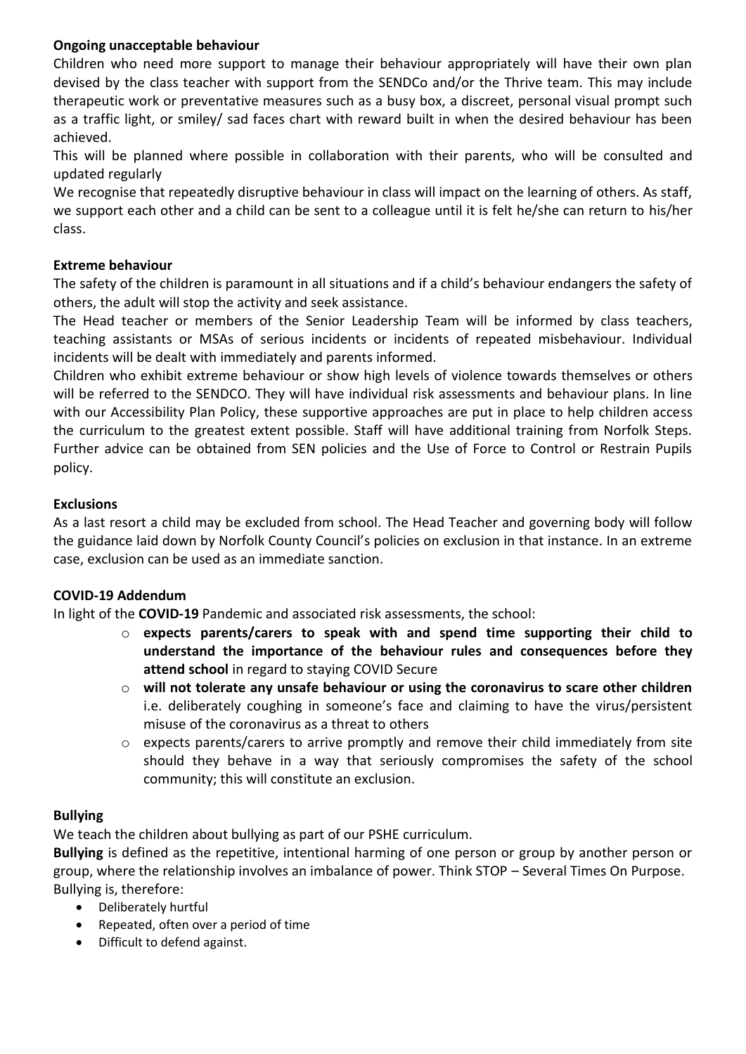**Ongoing unacceptable behaviour**

Children who need more support to manage their behaviour appropriately will have their own plan devised by the class teacher with support from the SENDCo and/or the Thrive team. This may include therapeutic work or preventative measures such as a busy box, a discreet, personal visual prompt such as a traffic light, or smiley/ sad faces chart with reward built in when the desired behaviour has been achieved.

This will be planned where possible in collaboration with their parents, who will be consulted and updated regularly

We recognise that repeatedly disruptive behaviour in class will impact on the learning of others. As staff, we support each other and a child can be sent to a colleague until it is felt he/she can return to his/her class.

**Extreme behaviour**

The safety of the children is paramount in all situations and if a child's behaviour endangers the safety of others, the adult will stop the activity and seek assistance.

The Head teacher or members of the Senior Leadership Team will be informed by class teachers, teaching assistants or MSAs of serious incidents or incidents of repeated misbehaviour. Individual incidents will be dealt with immediately and parents informed.

Children who exhibit extreme behaviour or show high levels of violence towards themselves or others will be referred to the SENDCO. They will have individual risk assessments and behaviour plans. In line with our Accessibility Plan Policy, these supportive approaches are put in place to help children access the curriculum to the greatest extent possible. Staff will have additional training from Norfolk Steps. Further advice can be obtained from SEN policies and the Use of Force to Control or Restrain Pupils policy.

**Exclusions**

As a last resort a child may be excluded from school. The Head Teacher and governing body will follow the guidance laid down by Norfolk County Council's policies on exclusion in that instance. In an extreme case, exclusion can be used as an immediate sanction.

**COVID-19 Addendum**

In light of the **COVID-19** Pandemic and associated risk assessments, the school:

- **expects parents/carers to speak with and spend time supporting their child to understand the importance of the behaviour rules and consequences before they attend school** in regard to staying COVID Secure
- **will not tolerate any unsafe behaviour or using the coronavirus to scare other children** i.e. deliberately coughing in someone's face and claiming to have the virus/persistent misuse of the coronavirus as a threat to others
- expects parents/carers to arrive promptly and remove their child immediately from site should they behave in a way that seriously compromises the safety of the school community; this will constitute an exclusion.

**Bullying**

We teach the children about bullying as part of our PSHE curriculum.

**Bullying** is defined as the repetitive, intentional harming of one person or group by another person or group, where the relationship involves an imbalance of power. Think STOP – Several Times On Purpose.

Bullying is, therefore:

- Deliberately hurtful
- Repeated, often over a period of time
- Difficult to defend against.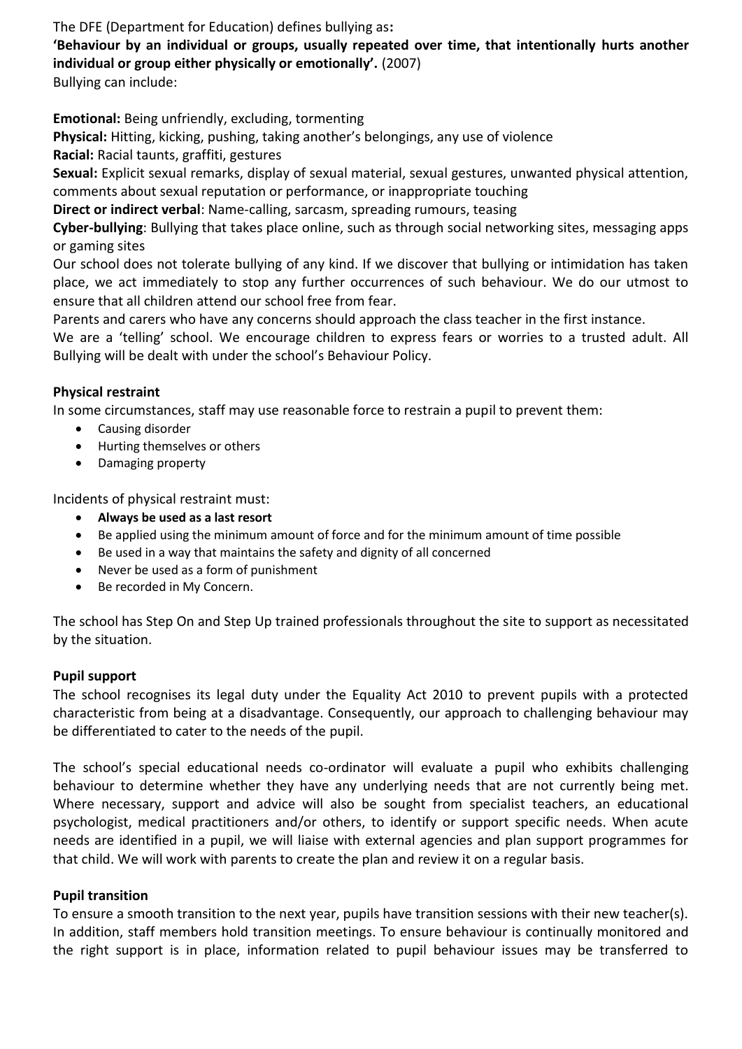The DFE (Department for Education) defines bullying as**:**

**'Behaviour by an individual or groups, usually repeated over time, that intentionally hurts another individual or group either physically or emotionally'.** (2007)

Bullying can include:

**Emotional:** Being unfriendly, excluding, tormenting

**Physical:** Hitting, kicking, pushing, taking another's belongings, any use of violence

**Racial:** Racial taunts, graffiti, gestures

**Sexual:** Explicit sexual remarks, display of sexual material, sexual gestures, unwanted physical attention, comments about sexual reputation or performance, or inappropriate touching

**Direct or indirect verbal**: Name-calling, sarcasm, spreading rumours, teasing

**Cyber-bullying**: Bullying that takes place online, such as through social networking sites, messaging apps or gaming sites

Our school does not tolerate bullying of any kind. If we discover that bullying or intimidation has taken place, we act immediately to stop any further occurrences of such behaviour. We do our utmost to ensure that all children attend our school free from fear.

Parents and carers who have any concerns should approach the class teacher in the first instance.

We are a 'telling' school. We encourage children to express fears or worries to a trusted adult. All Bullying will be dealt with under the school's Behaviour Policy.

**Physical restraint**

In some circumstances, staff may use reasonable force to restrain a pupil to prevent them:

- Causing disorder
- Hurting themselves or others
- Damaging property

Incidents of physical restraint must:

- **Always be used as a last resort**
- Be applied using the minimum amount of force and for the minimum amount of time possible
- Be used in a way that maintains the safety and dignity of all concerned
- Never be used as a form of punishment
- Be recorded in My Concern.

The school has Step On and Step Up trained professionals throughout the site to support as necessitated by the situation.

**Pupil support**

The school recognises its legal duty under the Equality Act 2010 to prevent pupils with a protected characteristic from being at a disadvantage. Consequently, our approach to challenging behaviour may be differentiated to cater to the needs of the pupil.

The school's special educational needs co-ordinator will evaluate a pupil who exhibits challenging behaviour to determine whether they have any underlying needs that are not currently being met. Where necessary, support and advice will also be sought from specialist teachers, an educational psychologist, medical practitioners and/or others, to identify or support specific needs. When acute needs are identified in a pupil, we will liaise with external agencies and plan support programmes for that child. We will work with parents to create the plan and review it on a regular basis.

**Pupil transition**

To ensure a smooth transition to the next year, pupils have transition sessions with their new teacher(s). In addition, staff members hold transition meetings. To ensure behaviour is continually monitored and the right support is in place, information related to pupil behaviour issues may be transferred to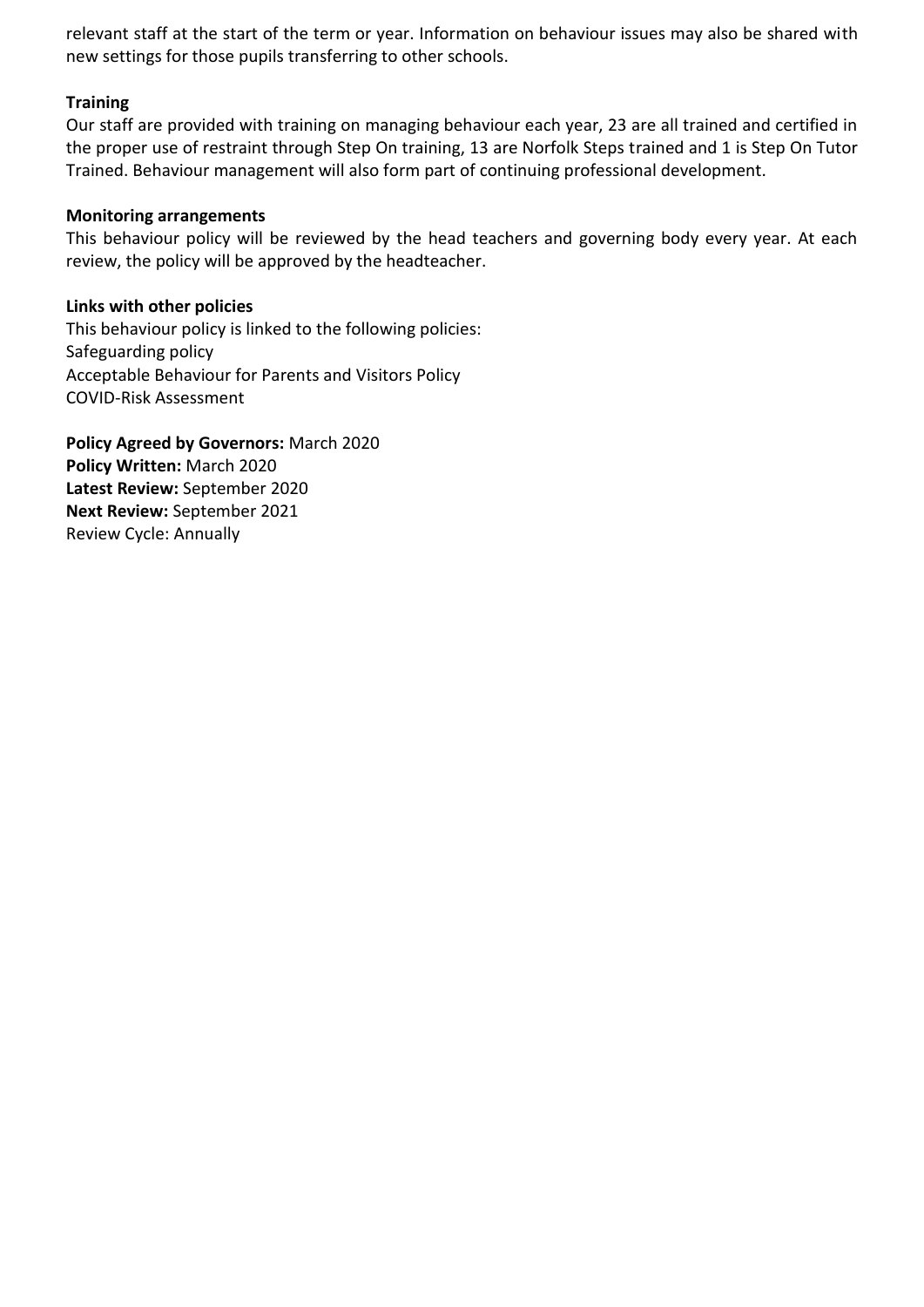relevant staff at the start of the term or year. Information on behaviour issues may also be shared with new settings for those pupils transferring to other schools.

**Training**

Our staff are provided with training on managing behaviour each year, 23 are all trained and certified in the proper use of restraint through Step On training, 13 are Norfolk Steps trained and 1 is Step On Tutor Trained. Behaviour management will also form part of continuing professional development.

**Monitoring arrangements**

This behaviour policy will be reviewed by the head teachers and governing body every year. At each review, the policy will be approved by the headteacher.

**Links with other policies**

This behaviour policy is linked to the following policies:
Safeguarding policy
Acceptable Behaviour for Parents and Visitors Policy
COVID-Risk Assessment

**Policy Agreed by Governors:** March 2020
**Policy Written:** March 2020
**Latest Review:** September 2020
**Next Review:** September 2021
Review Cycle: Annually